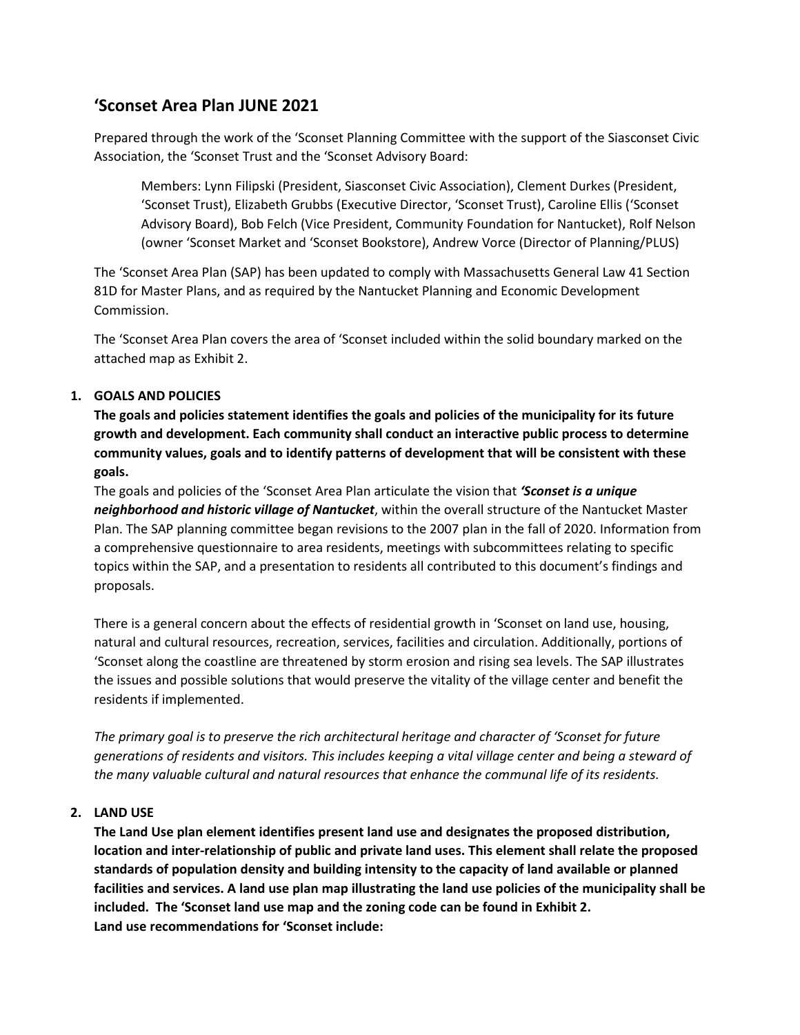## 'Sconset Area Plan JUNE 2021

Prepared through the work of the 'Sconset Planning Committee with the support of the Siasconset Civic Association, the 'Sconset Trust and the 'Sconset Advisory Board:

> Members: Lynn Filipski (President, Siasconset Civic Association), Clement Durkes (President, 'Sconset Trust), Elizabeth Grubbs (Executive Director, 'Sconset Trust), Caroline Ellis ('Sconset Advisory Board), Bob Felch (Vice President, Community Foundation for Nantucket), Rolf Nelson (owner 'Sconset Market and 'Sconset Bookstore), Andrew Vorce (Director of Planning/PLUS)

The 'Sconset Area Plan (SAP) has been updated to comply with Massachusetts General Law 41 Section 81D for Master Plans, and as required by the Nantucket Planning and Economic Development Commission.

The 'Sconset Area Plan covers the area of 'Sconset included within the solid boundary marked on the attached map as Exhibit 2.

### 1. GOALS AND POLICIES

**The goals and policies statement identifies the goals and policies of the municipality for its future growth and development. Each community shall conduct an interactive public process to determine community values, goals and to identify patterns of development that will be consistent with these goals.**

The goals and policies of the 'Sconset Area Plan articulate the vision that ***'Sconset is a unique neighborhood and historic village of Nantucket***, within the overall structure of the Nantucket Master Plan. The SAP planning committee began revisions to the 2007 plan in the fall of 2020. Information from a comprehensive questionnaire to area residents, meetings with subcommittees relating to specific topics within the SAP, and a presentation to residents all contributed to this document's findings and proposals.

There is a general concern about the effects of residential growth in 'Sconset on land use, housing, natural and cultural resources, recreation, services, facilities and circulation. Additionally, portions of 'Sconset along the coastline are threatened by storm erosion and rising sea levels. The SAP illustrates the issues and possible solutions that would preserve the vitality of the village center and benefit the residents if implemented.

*The primary goal is to preserve the rich architectural heritage and character of 'Sconset for future generations of residents and visitors. This includes keeping a vital village center and being a steward of the many valuable cultural and natural resources that enhance the communal life of its residents.*

### 2. LAND USE

**The Land Use plan element identifies present land use and designates the proposed distribution, location and inter-relationship of public and private land uses. This element shall relate the proposed standards of population density and building intensity to the capacity of land available or planned facilities and services. A land use plan map illustrating the land use policies of the municipality shall be included. The 'Sconset land use map and the zoning code can be found in Exhibit 2.**

**Land use recommendations for 'Sconset include:**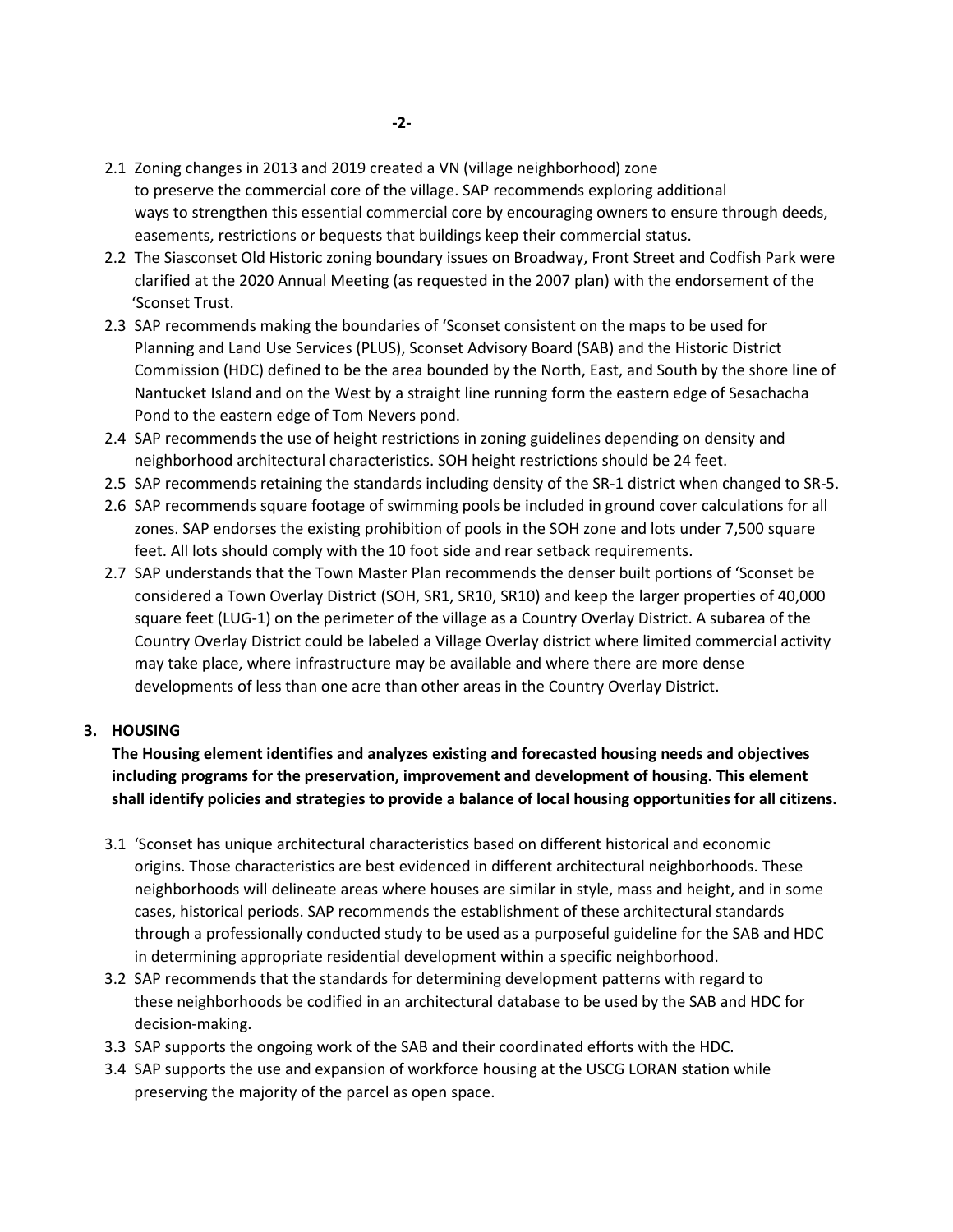2.1 Zoning changes in 2013 and 2019 created a VN (village neighborhood) zone to preserve the commercial core of the village. SAP recommends exploring additional ways to strengthen this essential commercial core by encouraging owners to ensure through deeds, easements, restrictions or bequests that buildings keep their commercial status.

2.2 The Siasconset Old Historic zoning boundary issues on Broadway, Front Street and Codfish Park were clarified at the 2020 Annual Meeting (as requested in the 2007 plan) with the endorsement of the 'Sconset Trust.

2.3 SAP recommends making the boundaries of 'Sconset consistent on the maps to be used for Planning and Land Use Services (PLUS), Sconset Advisory Board (SAB) and the Historic District Commission (HDC) defined to be the area bounded by the North, East, and South by the shore line of Nantucket Island and on the West by a straight line running form the eastern edge of Sesachacha Pond to the eastern edge of Tom Nevers pond.

2.4 SAP recommends the use of height restrictions in zoning guidelines depending on density and neighborhood architectural characteristics. SOH height restrictions should be 24 feet.

2.5 SAP recommends retaining the standards including density of the SR-1 district when changed to SR-5.

2.6 SAP recommends square footage of swimming pools be included in ground cover calculations for all zones. SAP endorses the existing prohibition of pools in the SOH zone and lots under 7,500 square feet. All lots should comply with the 10 foot side and rear setback requirements.

2.7 SAP understands that the Town Master Plan recommends the denser built portions of 'Sconset be considered a Town Overlay District (SOH, SR1, SR10, SR10) and keep the larger properties of 40,000 square feet (LUG-1) on the perimeter of the village as a Country Overlay District. A subarea of the Country Overlay District could be labeled a Village Overlay district where limited commercial activity may take place, where infrastructure may be available and where there are more dense developments of less than one acre than other areas in the Country Overlay District.

## 3. HOUSING

**The Housing element identifies and analyzes existing and forecasted housing needs and objectives including programs for the preservation, improvement and development of housing. This element shall identify policies and strategies to provide a balance of local housing opportunities for all citizens.**

3.1 'Sconset has unique architectural characteristics based on different historical and economic origins. Those characteristics are best evidenced in different architectural neighborhoods. These neighborhoods will delineate areas where houses are similar in style, mass and height, and in some cases, historical periods. SAP recommends the establishment of these architectural standards through a professionally conducted study to be used as a purposeful guideline for the SAB and HDC in determining appropriate residential development within a specific neighborhood.

3.2 SAP recommends that the standards for determining development patterns with regard to these neighborhoods be codified in an architectural database to be used by the SAB and HDC for decision-making.

3.3 SAP supports the ongoing work of the SAB and their coordinated efforts with the HDC.

3.4 SAP supports the use and expansion of workforce housing at the USCG LORAN station while preserving the majority of the parcel as open space.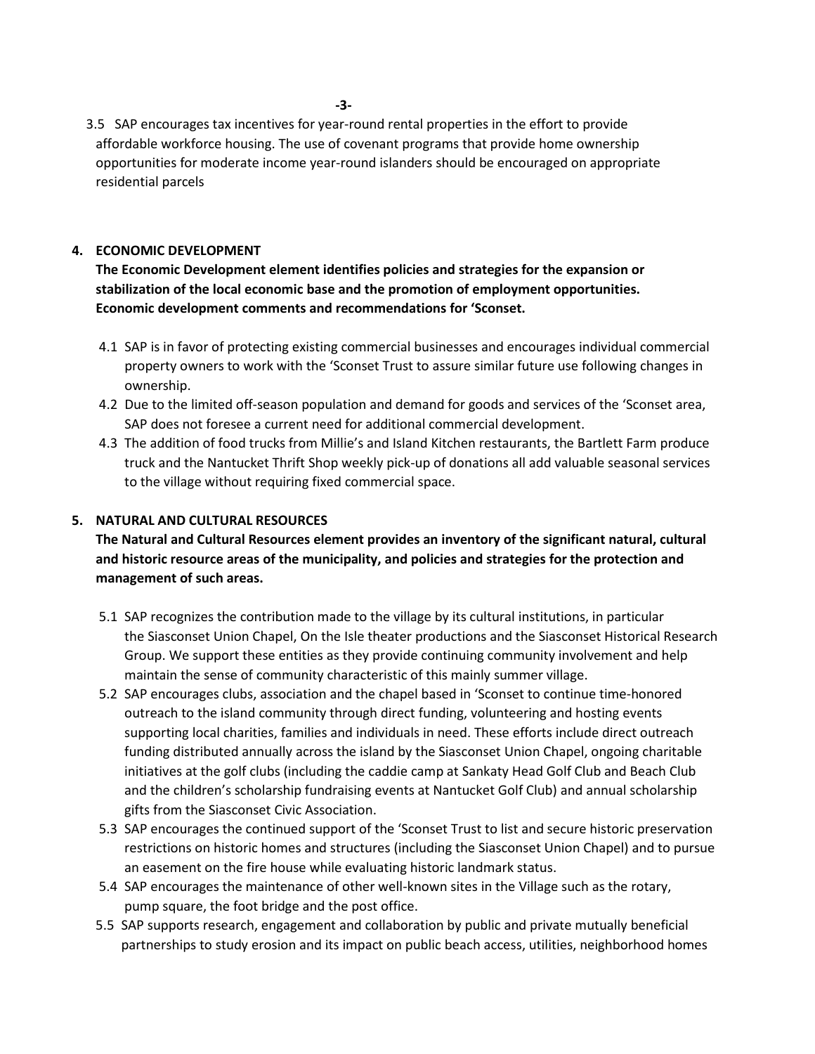3.5 SAP encourages tax incentives for year-round rental properties in the effort to provide affordable workforce housing. The use of covenant programs that provide home ownership opportunities for moderate income year-round islanders should be encouraged on appropriate residential parcels

## 4. ECONOMIC DEVELOPMENT

**The Economic Development element identifies policies and strategies for the expansion or stabilization of the local economic base and the promotion of employment opportunities. Economic development comments and recommendations for 'Sconset.**

4.1 SAP is in favor of protecting existing commercial businesses and encourages individual commercial property owners to work with the 'Sconset Trust to assure similar future use following changes in ownership.

4.2 Due to the limited off-season population and demand for goods and services of the 'Sconset area, SAP does not foresee a current need for additional commercial development.

4.3 The addition of food trucks from Millie's and Island Kitchen restaurants, the Bartlett Farm produce truck and the Nantucket Thrift Shop weekly pick-up of donations all add valuable seasonal services to the village without requiring fixed commercial space.

## 5. NATURAL AND CULTURAL RESOURCES

**The Natural and Cultural Resources element provides an inventory of the significant natural, cultural and historic resource areas of the municipality, and policies and strategies for the protection and management of such areas.**

5.1 SAP recognizes the contribution made to the village by its cultural institutions, in particular the Siasconset Union Chapel, On the Isle theater productions and the Siasconset Historical Research Group. We support these entities as they provide continuing community involvement and help maintain the sense of community characteristic of this mainly summer village.

5.2 SAP encourages clubs, association and the chapel based in 'Sconset to continue time-honored outreach to the island community through direct funding, volunteering and hosting events supporting local charities, families and individuals in need. These efforts include direct outreach funding distributed annually across the island by the Siasconset Union Chapel, ongoing charitable initiatives at the golf clubs (including the caddie camp at Sankaty Head Golf Club and Beach Club and the children's scholarship fundraising events at Nantucket Golf Club) and annual scholarship gifts from the Siasconset Civic Association.

5.3 SAP encourages the continued support of the 'Sconset Trust to list and secure historic preservation restrictions on historic homes and structures (including the Siasconset Union Chapel) and to pursue an easement on the fire house while evaluating historic landmark status.

5.4 SAP encourages the maintenance of other well-known sites in the Village such as the rotary, pump square, the foot bridge and the post office.

5.5 SAP supports research, engagement and collaboration by public and private mutually beneficial partnerships to study erosion and its impact on public beach access, utilities, neighborhood homes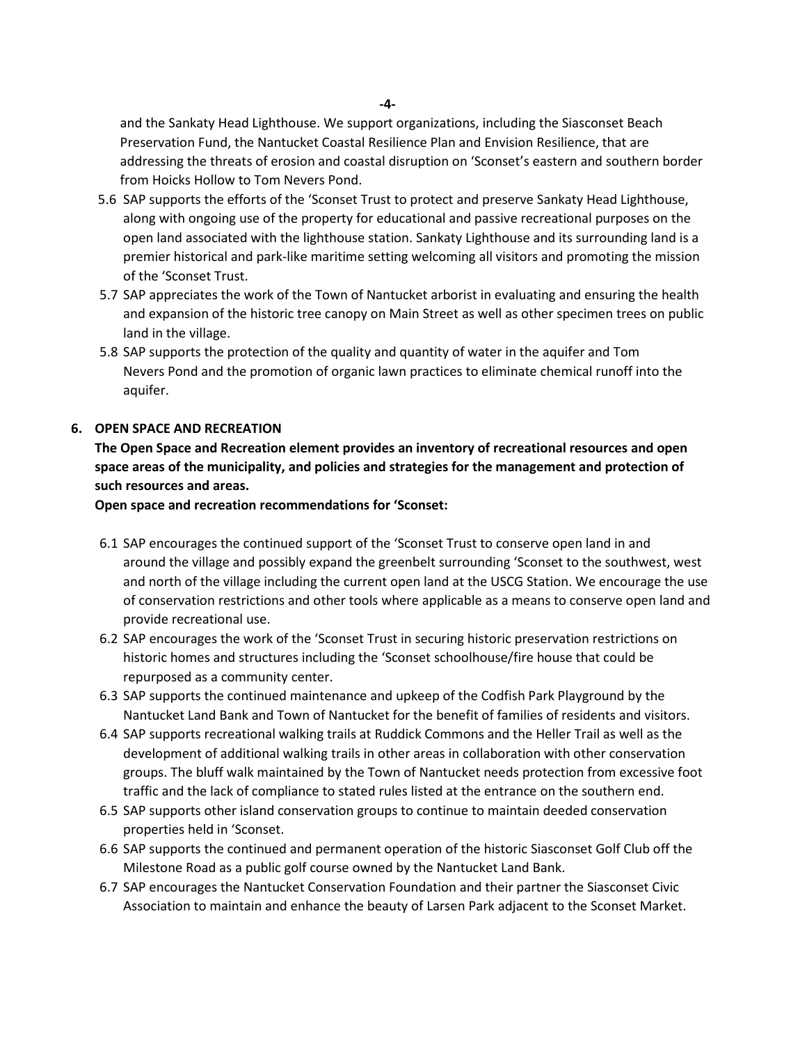and the Sankaty Head Lighthouse. We support organizations, including the Siasconset Beach Preservation Fund, the Nantucket Coastal Resilience Plan and Envision Resilience, that are addressing the threats of erosion and coastal disruption on 'Sconset's eastern and southern border from Hoicks Hollow to Tom Nevers Pond.

5.6 SAP supports the efforts of the 'Sconset Trust to protect and preserve Sankaty Head Lighthouse, along with ongoing use of the property for educational and passive recreational purposes on the open land associated with the lighthouse station. Sankaty Lighthouse and its surrounding land is a premier historical and park-like maritime setting welcoming all visitors and promoting the mission of the 'Sconset Trust.

5.7 SAP appreciates the work of the Town of Nantucket arborist in evaluating and ensuring the health and expansion of the historic tree canopy on Main Street as well as other specimen trees on public land in the village.

5.8 SAP supports the protection of the quality and quantity of water in the aquifer and Tom Nevers Pond and the promotion of organic lawn practices to eliminate chemical runoff into the aquifer.

## 6. OPEN SPACE AND RECREATION

**The Open Space and Recreation element provides an inventory of recreational resources and open space areas of the municipality, and policies and strategies for the management and protection of such resources and areas.**

**Open space and recreation recommendations for 'Sconset:**

6.1 SAP encourages the continued support of the 'Sconset Trust to conserve open land in and around the village and possibly expand the greenbelt surrounding 'Sconset to the southwest, west and north of the village including the current open land at the USCG Station. We encourage the use of conservation restrictions and other tools where applicable as a means to conserve open land and provide recreational use.

6.2 SAP encourages the work of the 'Sconset Trust in securing historic preservation restrictions on historic homes and structures including the 'Sconset schoolhouse/fire house that could be repurposed as a community center.

6.3 SAP supports the continued maintenance and upkeep of the Codfish Park Playground by the Nantucket Land Bank and Town of Nantucket for the benefit of families of residents and visitors.

6.4 SAP supports recreational walking trails at Ruddick Commons and the Heller Trail as well as the development of additional walking trails in other areas in collaboration with other conservation groups. The bluff walk maintained by the Town of Nantucket needs protection from excessive foot traffic and the lack of compliance to stated rules listed at the entrance on the southern end.

6.5 SAP supports other island conservation groups to continue to maintain deeded conservation properties held in 'Sconset.

6.6 SAP supports the continued and permanent operation of the historic Siasconset Golf Club off the Milestone Road as a public golf course owned by the Nantucket Land Bank.

6.7 SAP encourages the Nantucket Conservation Foundation and their partner the Siasconset Civic Association to maintain and enhance the beauty of Larsen Park adjacent to the Sconset Market.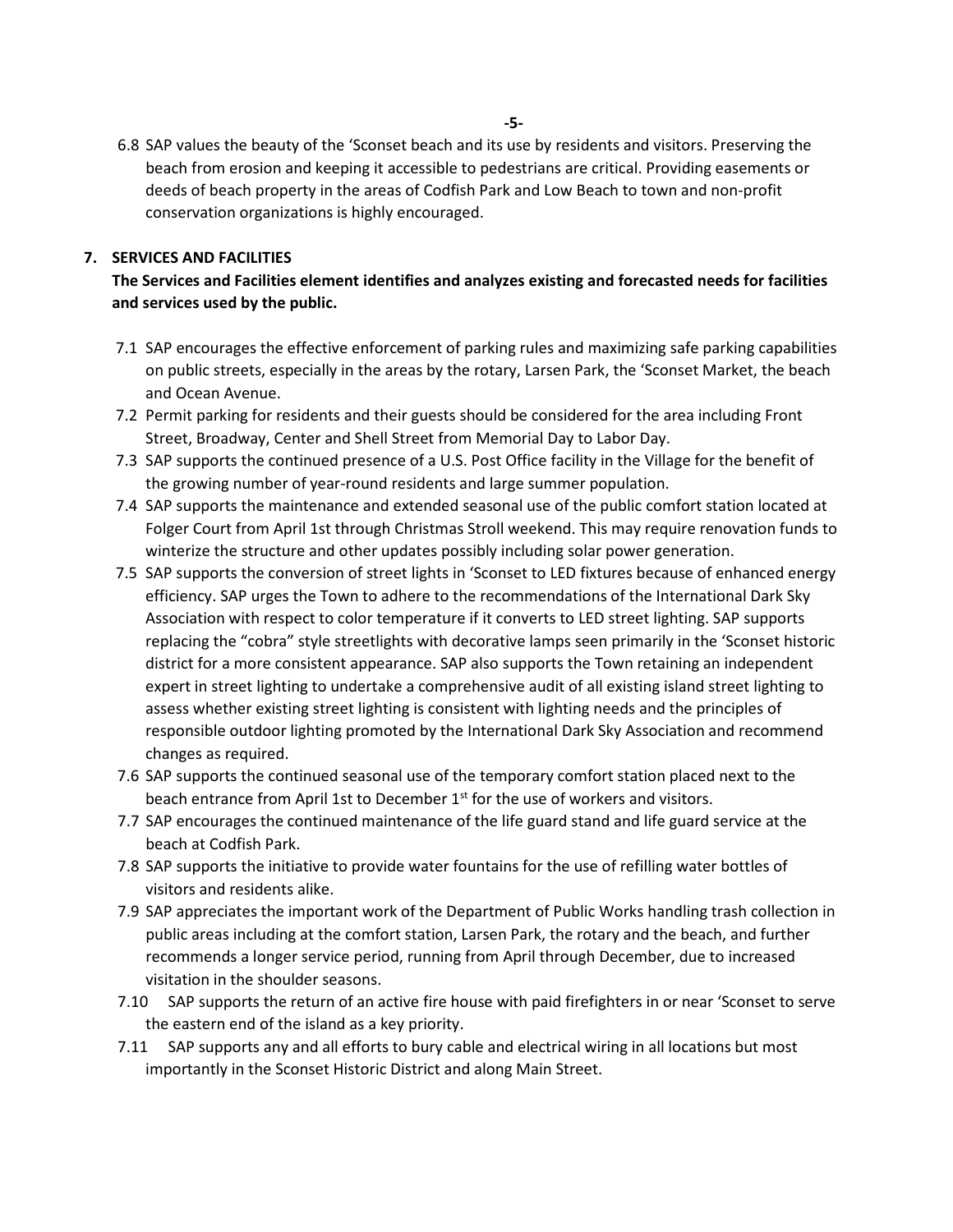6.8 SAP values the beauty of the 'Sconset beach and its use by residents and visitors. Preserving the beach from erosion and keeping it accessible to pedestrians are critical. Providing easements or deeds of beach property in the areas of Codfish Park and Low Beach to town and non-profit conservation organizations is highly encouraged.

## 7. SERVICES AND FACILITIES

**The Services and Facilities element identifies and analyzes existing and forecasted needs for facilities and services used by the public.**

7.1 SAP encourages the effective enforcement of parking rules and maximizing safe parking capabilities on public streets, especially in the areas by the rotary, Larsen Park, the 'Sconset Market, the beach and Ocean Avenue.

7.2 Permit parking for residents and their guests should be considered for the area including Front Street, Broadway, Center and Shell Street from Memorial Day to Labor Day.

7.3 SAP supports the continued presence of a U.S. Post Office facility in the Village for the benefit of the growing number of year-round residents and large summer population.

7.4 SAP supports the maintenance and extended seasonal use of the public comfort station located at Folger Court from April 1st through Christmas Stroll weekend. This may require renovation funds to winterize the structure and other updates possibly including solar power generation.

7.5 SAP supports the conversion of street lights in 'Sconset to LED fixtures because of enhanced energy efficiency. SAP urges the Town to adhere to the recommendations of the International Dark Sky Association with respect to color temperature if it converts to LED street lighting. SAP supports replacing the "cobra" style streetlights with decorative lamps seen primarily in the 'Sconset historic district for a more consistent appearance. SAP also supports the Town retaining an independent expert in street lighting to undertake a comprehensive audit of all existing island street lighting to assess whether existing street lighting is consistent with lighting needs and the principles of responsible outdoor lighting promoted by the International Dark Sky Association and recommend changes as required.

7.6 SAP supports the continued seasonal use of the temporary comfort station placed next to the beach entrance from April 1st to December 1st for the use of workers and visitors.

7.7 SAP encourages the continued maintenance of the life guard stand and life guard service at the beach at Codfish Park.

7.8 SAP supports the initiative to provide water fountains for the use of refilling water bottles of visitors and residents alike.

7.9 SAP appreciates the important work of the Department of Public Works handling trash collection in public areas including at the comfort station, Larsen Park, the rotary and the beach, and further recommends a longer service period, running from April through December, due to increased visitation in the shoulder seasons.

7.10 SAP supports the return of an active fire house with paid firefighters in or near 'Sconset to serve the eastern end of the island as a key priority.

7.11 SAP supports any and all efforts to bury cable and electrical wiring in all locations but most importantly in the Sconset Historic District and along Main Street.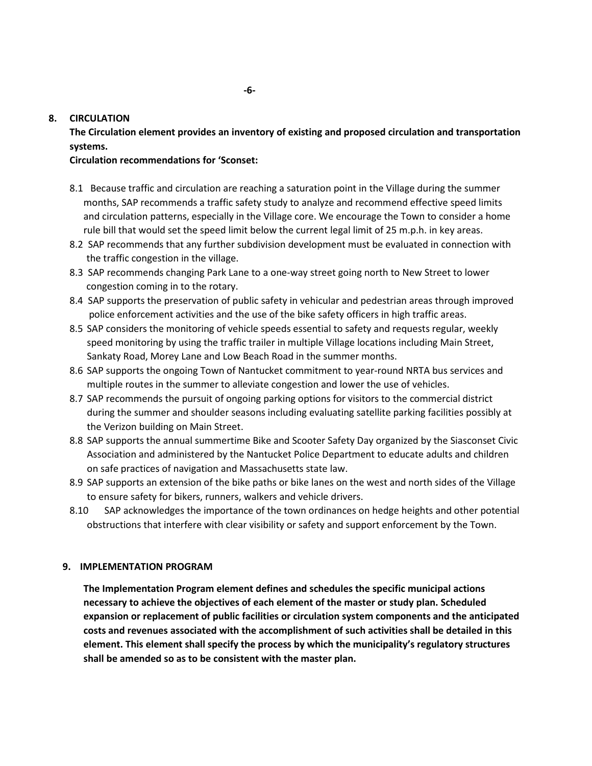## 8. CIRCULATION

**The Circulation element provides an inventory of existing and proposed circulation and transportation systems.**

**Circulation recommendations for 'Sconset:**

- 8.1 Because traffic and circulation are reaching a saturation point in the Village during the summer months, SAP recommends a traffic safety study to analyze and recommend effective speed limits and circulation patterns, especially in the Village core. We encourage the Town to consider a home rule bill that would set the speed limit below the current legal limit of 25 m.p.h. in key areas.
- 8.2 SAP recommends that any further subdivision development must be evaluated in connection with the traffic congestion in the village.
- 8.3 SAP recommends changing Park Lane to a one-way street going north to New Street to lower congestion coming in to the rotary.
- 8.4 SAP supports the preservation of public safety in vehicular and pedestrian areas through improved police enforcement activities and the use of the bike safety officers in high traffic areas.
- 8.5 SAP considers the monitoring of vehicle speeds essential to safety and requests regular, weekly speed monitoring by using the traffic trailer in multiple Village locations including Main Street, Sankaty Road, Morey Lane and Low Beach Road in the summer months.
- 8.6 SAP supports the ongoing Town of Nantucket commitment to year-round NRTA bus services and multiple routes in the summer to alleviate congestion and lower the use of vehicles.
- 8.7 SAP recommends the pursuit of ongoing parking options for visitors to the commercial district during the summer and shoulder seasons including evaluating satellite parking facilities possibly at the Verizon building on Main Street.
- 8.8 SAP supports the annual summertime Bike and Scooter Safety Day organized by the Siasconset Civic Association and administered by the Nantucket Police Department to educate adults and children on safe practices of navigation and Massachusetts state law.
- 8.9 SAP supports an extension of the bike paths or bike lanes on the west and north sides of the Village to ensure safety for bikers, runners, walkers and vehicle drivers.
- 8.10 SAP acknowledges the importance of the town ordinances on hedge heights and other potential obstructions that interfere with clear visibility or safety and support enforcement by the Town.

## 9. IMPLEMENTATION PROGRAM

**The Implementation Program element defines and schedules the specific municipal actions necessary to achieve the objectives of each element of the master or study plan. Scheduled expansion or replacement of public facilities or circulation system components and the anticipated costs and revenues associated with the accomplishment of such activities shall be detailed in this element. This element shall specify the process by which the municipality's regulatory structures shall be amended so as to be consistent with the master plan.**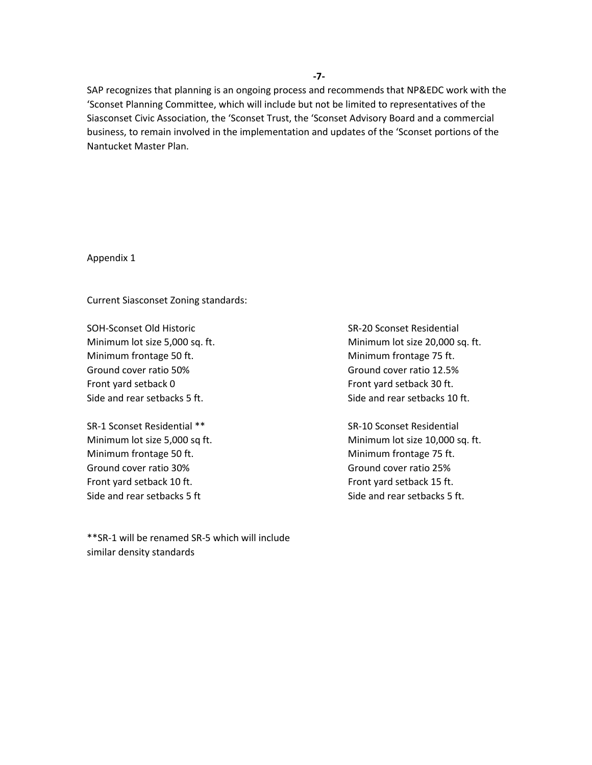SAP recognizes that planning is an ongoing process and recommends that NP&EDC work with the 'Sconset Planning Committee, which will include but not be limited to representatives of the Siasconset Civic Association, the 'Sconset Trust, the 'Sconset Advisory Board and a commercial business, to remain involved in the implementation and updates of the 'Sconset portions of the Nantucket Master Plan.

Appendix 1

Current Siasconset Zoning standards:

SOH-Sconset Old Historic
Minimum lot size 5,000 sq. ft.
Minimum frontage 50 ft.
Ground cover ratio 50%
Front yard setback 0
Side and rear setbacks 5 ft.

SR-1 Sconset Residential **
Minimum lot size 5,000 sq ft.
Minimum frontage 50 ft.
Ground cover ratio 30%
Front yard setback 10 ft.
Side and rear setbacks 5 ft

SR-20 Sconset Residential
Minimum lot size 20,000 sq. ft.
Minimum frontage 75 ft.
Ground cover ratio 12.5%
Front yard setback 30 ft.
Side and rear setbacks 10 ft.

SR-10 Sconset Residential
Minimum lot size 10,000 sq. ft.
Minimum frontage 75 ft.
Ground cover ratio 25%
Front yard setback 15 ft.
Side and rear setbacks 5 ft.

**SR-1 will be renamed SR-5 which will include similar density standards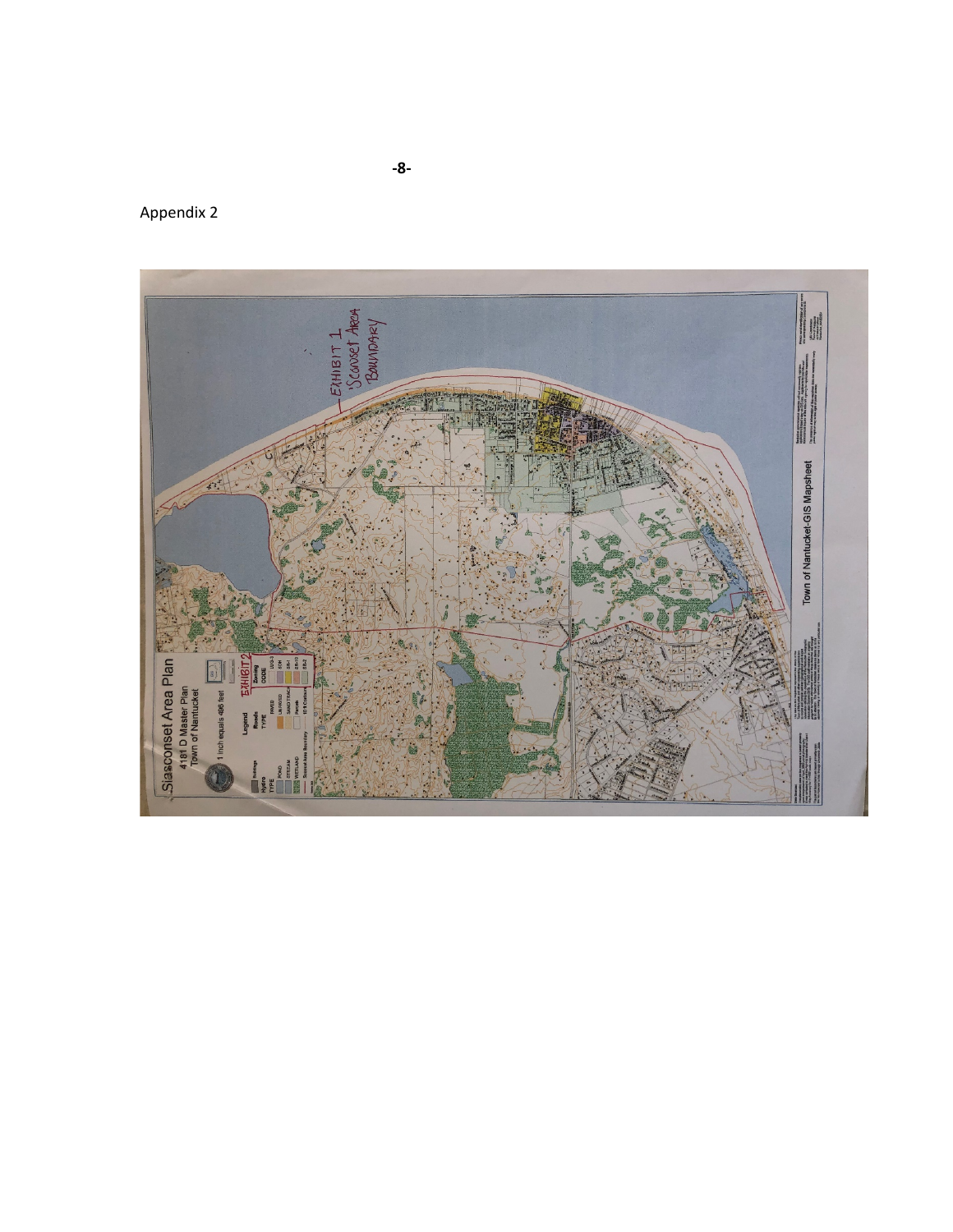Appendix 2

Siasconset Area Plan

4181 D Master Plan
Town of Nantucket

1 inch equals 496 feet

EXHIBIT 2

EXHIBIT 1
'Sconset Area Boundary

Town of Nantucket-GIS Mapsheet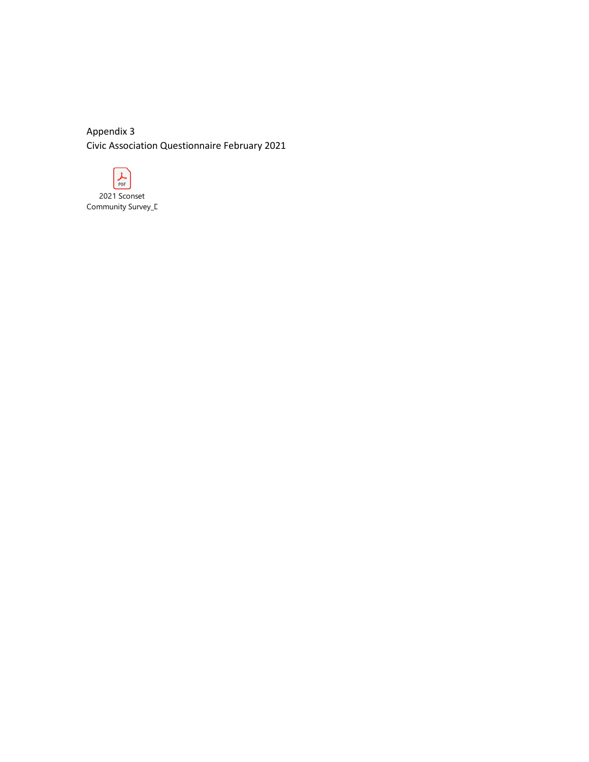Appendix 3
Civic Association Questionnaire February 2021

2021 Sconset Community Survey_D